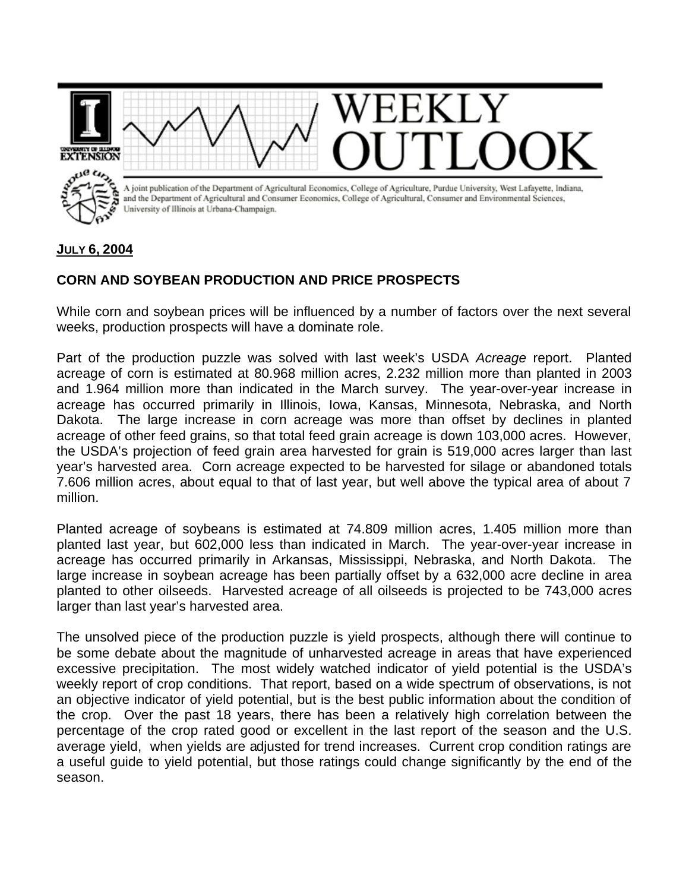# WEEKLY OUTLOOK

A joint publication of the Department of Agricultural Economics, College of Agriculture, Purdue University, West Lafayette, Indiana, and the Department of Agricultural and Consumer Economics, College of Agricultural, Consumer and Environmental Sciences, University of Illinois at Urbana-Champaign.

**JULY 6, 2004**

## CORN AND SOYBEAN PRODUCTION AND PRICE PROSPECTS

While corn and soybean prices will be influenced by a number of factors over the next several weeks, production prospects will have a dominate role.

Part of the production puzzle was solved with last week's USDA *Acreage* report. Planted acreage of corn is estimated at 80.968 million acres, 2.232 million more than planted in 2003 and 1.964 million more than indicated in the March survey. The year-over-year increase in acreage has occurred primarily in Illinois, Iowa, Kansas, Minnesota, Nebraska, and North Dakota. The large increase in corn acreage was more than offset by declines in planted acreage of other feed grains, so that total feed grain acreage is down 103,000 acres. However, the USDA's projection of feed grain area harvested for grain is 519,000 acres larger than last year's harvested area. Corn acreage expected to be harvested for silage or abandoned totals 7.606 million acres, about equal to that of last year, but well above the typical area of about 7 million.

Planted acreage of soybeans is estimated at 74.809 million acres, 1.405 million more than planted last year, but 602,000 less than indicated in March. The year-over-year increase in acreage has occurred primarily in Arkansas, Mississippi, Nebraska, and North Dakota. The large increase in soybean acreage has been partially offset by a 632,000 acre decline in area planted to other oilseeds. Harvested acreage of all oilseeds is projected to be 743,000 acres larger than last year's harvested area.

The unsolved piece of the production puzzle is yield prospects, although there will continue to be some debate about the magnitude of unharvested acreage in areas that have experienced excessive precipitation. The most widely watched indicator of yield potential is the USDA's weekly report of crop conditions. That report, based on a wide spectrum of observations, is not an objective indicator of yield potential, but is the best public information about the condition of the crop. Over the past 18 years, there has been a relatively high correlation between the percentage of the crop rated good or excellent in the last report of the season and the U.S. average yield, when yields are adjusted for trend increases. Current crop condition ratings are a useful guide to yield potential, but those ratings could change significantly by the end of the season.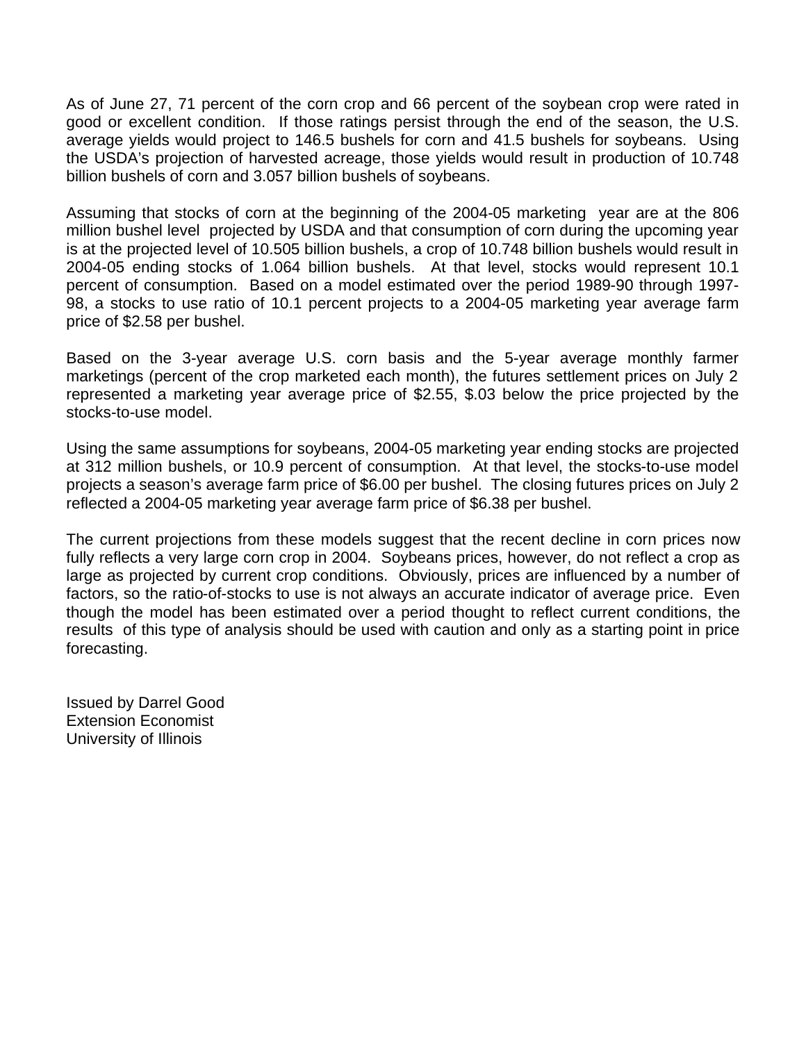As of June 27, 71 percent of the corn crop and 66 percent of the soybean crop were rated in good or excellent condition. If those ratings persist through the end of the season, the U.S. average yields would project to 146.5 bushels for corn and 41.5 bushels for soybeans. Using the USDA's projection of harvested acreage, those yields would result in production of 10.748 billion bushels of corn and 3.057 billion bushels of soybeans.

Assuming that stocks of corn at the beginning of the 2004-05 marketing year are at the 806 million bushel level projected by USDA and that consumption of corn during the upcoming year is at the projected level of 10.505 billion bushels, a crop of 10.748 billion bushels would result in 2004-05 ending stocks of 1.064 billion bushels. At that level, stocks would represent 10.1 percent of consumption. Based on a model estimated over the period 1989-90 through 1997-98, a stocks to use ratio of 10.1 percent projects to a 2004-05 marketing year average farm price of $2.58 per bushel.

Based on the 3-year average U.S. corn basis and the 5-year average monthly farmer marketings (percent of the crop marketed each month), the futures settlement prices on July 2 represented a marketing year average price of $2.55, $.03 below the price projected by the stocks-to-use model.

Using the same assumptions for soybeans, 2004-05 marketing year ending stocks are projected at 312 million bushels, or 10.9 percent of consumption. At that level, the stocks-to-use model projects a season's average farm price of $6.00 per bushel. The closing futures prices on July 2 reflected a 2004-05 marketing year average farm price of $6.38 per bushel.

The current projections from these models suggest that the recent decline in corn prices now fully reflects a very large corn crop in 2004. Soybeans prices, however, do not reflect a crop as large as projected by current crop conditions. Obviously, prices are influenced by a number of factors, so the ratio-of-stocks to use is not always an accurate indicator of average price. Even though the model has been estimated over a period thought to reflect current conditions, the results of this type of analysis should be used with caution and only as a starting point in price forecasting.

Issued by Darrel Good  
Extension Economist  
University of Illinois